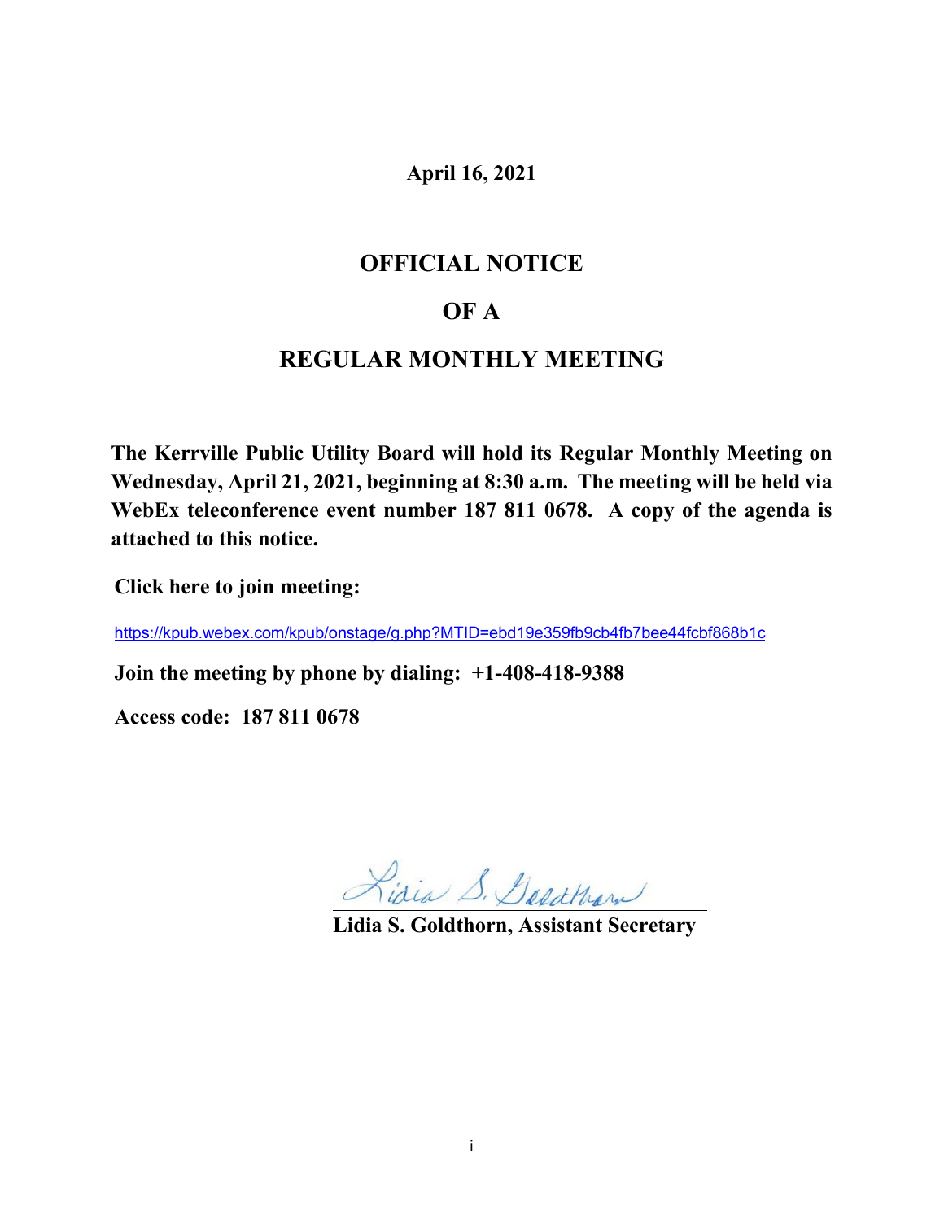**April 16, 2021**

# OFFICIAL NOTICE

# OF A

# REGULAR MONTHLY MEETING

**The Kerrville Public Utility Board will hold its Regular Monthly Meeting on Wednesday, April 21, 2021, beginning at 8:30 a.m. The meeting will be held via WebEx teleconference event number 187 811 0678. A copy of the agenda is attached to this notice.**

**Click here to join meeting:**

https://kpub.webex.com/kpub/onstage/g.php?MTID=ebd19e359fb9cb4fb7bee44fcbf868b1c

**Join the meeting by phone by dialing: +1-408-418-9388**

**Access code: 187 811 0678**

Lidia S. Goldthorn

**Lidia S. Goldthorn, Assistant Secretary**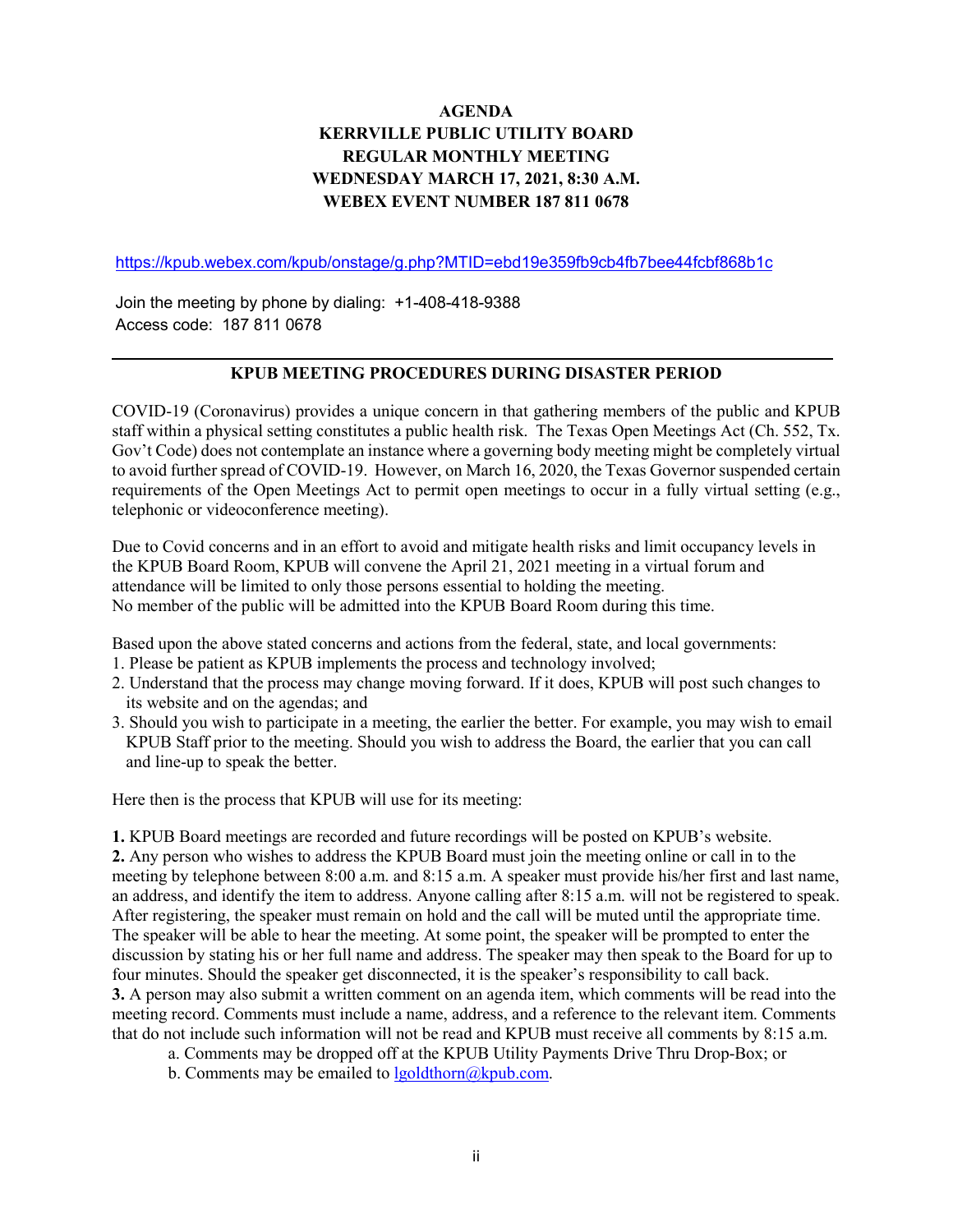**AGENDA**
**KERRVILLE PUBLIC UTILITY BOARD**
**REGULAR MONTHLY MEETING**
**WEDNESDAY MARCH 17, 2021, 8:30 A.M.**
**WEBEX EVENT NUMBER 187 811 0678**

https://kpub.webex.com/kpub/onstage/g.php?MTID=ebd19e359fb9cb4fb7bee44fcbf868b1c

Join the meeting by phone by dialing: +1-408-418-9388
Access code: 187 811 0678

---

**KPUB MEETING PROCEDURES DURING DISASTER PERIOD**

COVID-19 (Coronavirus) provides a unique concern in that gathering members of the public and KPUB staff within a physical setting constitutes a public health risk. The Texas Open Meetings Act (Ch. 552, Tx. Gov't Code) does not contemplate an instance where a governing body meeting might be completely virtual to avoid further spread of COVID-19. However, on March 16, 2020, the Texas Governor suspended certain requirements of the Open Meetings Act to permit open meetings to occur in a fully virtual setting (e.g., telephonic or videoconference meeting).

Due to Covid concerns and in an effort to avoid and mitigate health risks and limit occupancy levels in the KPUB Board Room, KPUB will convene the April 21, 2021 meeting in a virtual forum and attendance will be limited to only those persons essential to holding the meeting.
No member of the public will be admitted into the KPUB Board Room during this time.

Based upon the above stated concerns and actions from the federal, state, and local governments:

1. Please be patient as KPUB implements the process and technology involved;
2. Understand that the process may change moving forward. If it does, KPUB will post such changes to its website and on the agendas; and
3. Should you wish to participate in a meeting, the earlier the better. For example, you may wish to email KPUB Staff prior to the meeting. Should you wish to address the Board, the earlier that you can call and line-up to speak the better.

Here then is the process that KPUB will use for its meeting:

**1.** KPUB Board meetings are recorded and future recordings will be posted on KPUB's website.
**2.** Any person who wishes to address the KPUB Board must join the meeting online or call in to the meeting by telephone between 8:00 a.m. and 8:15 a.m. A speaker must provide his/her first and last name, an address, and identify the item to address. Anyone calling after 8:15 a.m. will not be registered to speak. After registering, the speaker must remain on hold and the call will be muted until the appropriate time. The speaker will be able to hear the meeting. At some point, the speaker will be prompted to enter the discussion by stating his or her full name and address. The speaker may then speak to the Board for up to four minutes. Should the speaker get disconnected, it is the speaker's responsibility to call back.
**3.** A person may also submit a written comment on an agenda item, which comments will be read into the meeting record. Comments must include a name, address, and a reference to the relevant item. Comments that do not include such information will not be read and KPUB must receive all comments by 8:15 a.m.

   a. Comments may be dropped off at the KPUB Utility Payments Drive Thru Drop-Box; or
   b. Comments may be emailed to lgoldthorn@kpub.com.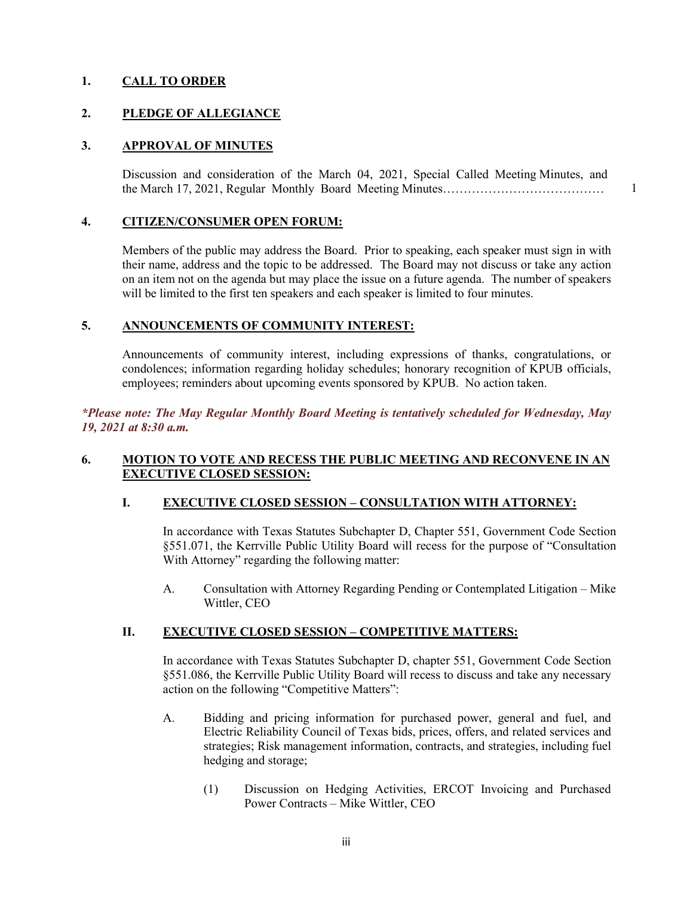## 1. CALL TO ORDER

## 2. PLEDGE OF ALLEGIANCE

## 3. APPROVAL OF MINUTES

Discussion and consideration of the March 04, 2021, Special Called Meeting Minutes, and the March 17, 2021, Regular Monthly Board Meeting Minutes………………………………… 1

## 4. CITIZEN/CONSUMER OPEN FORUM:

Members of the public may address the Board. Prior to speaking, each speaker must sign in with their name, address and the topic to be addressed. The Board may not discuss or take any action on an item not on the agenda but may place the issue on a future agenda. The number of speakers will be limited to the first ten speakers and each speaker is limited to four minutes.

## 5. ANNOUNCEMENTS OF COMMUNITY INTEREST:

Announcements of community interest, including expressions of thanks, congratulations, or condolences; information regarding holiday schedules; honorary recognition of KPUB officials, employees; reminders about upcoming events sponsored by KPUB. No action taken.

***Please note: The May Regular Monthly Board Meeting is tentatively scheduled for Wednesday, May 19, 2021 at 8:30 a.m.***

## 6. MOTION TO VOTE AND RECESS THE PUBLIC MEETING AND RECONVENE IN AN EXECUTIVE CLOSED SESSION:

### I. EXECUTIVE CLOSED SESSION – CONSULTATION WITH ATTORNEY:

In accordance with Texas Statutes Subchapter D, Chapter 551, Government Code Section §551.071, the Kerrville Public Utility Board will recess for the purpose of "Consultation With Attorney" regarding the following matter:

A. Consultation with Attorney Regarding Pending or Contemplated Litigation – Mike Wittler, CEO

### II. EXECUTIVE CLOSED SESSION – COMPETITIVE MATTERS:

In accordance with Texas Statutes Subchapter D, chapter 551, Government Code Section §551.086, the Kerrville Public Utility Board will recess to discuss and take any necessary action on the following "Competitive Matters":

A. Bidding and pricing information for purchased power, general and fuel, and Electric Reliability Council of Texas bids, prices, offers, and related services and strategies; Risk management information, contracts, and strategies, including fuel hedging and storage;

(1) Discussion on Hedging Activities, ERCOT Invoicing and Purchased Power Contracts – Mike Wittler, CEO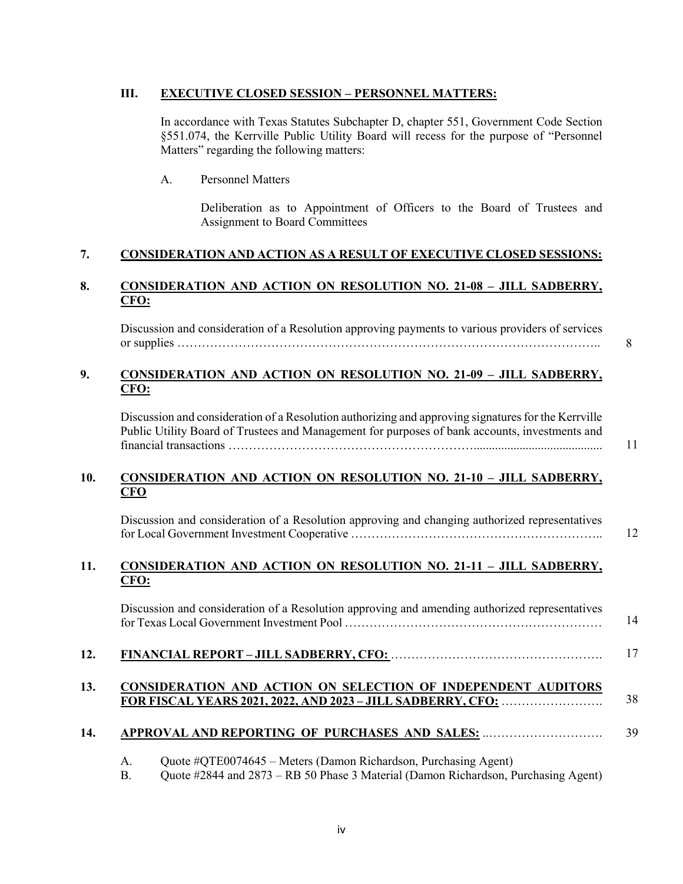**III. EXECUTIVE CLOSED SESSION – PERSONNEL MATTERS:**

In accordance with Texas Statutes Subchapter D, chapter 551, Government Code Section §551.074, the Kerrville Public Utility Board will recess for the purpose of "Personnel Matters" regarding the following matters:

A. Personnel Matters

Deliberation as to Appointment of Officers to the Board of Trustees and Assignment to Board Committees

**7. CONSIDERATION AND ACTION AS A RESULT OF EXECUTIVE CLOSED SESSIONS:**

**8. CONSIDERATION AND ACTION ON RESOLUTION NO. 21-08 – JILL SADBERRY, CFO:**

Discussion and consideration of a Resolution approving payments to various providers of services or supplies …………………………………………………………………………………….. 8

**9. CONSIDERATION AND ACTION ON RESOLUTION NO. 21-09 – JILL SADBERRY, CFO:**

Discussion and consideration of a Resolution authorizing and approving signatures for the Kerrville Public Utility Board of Trustees and Management for purposes of bank accounts, investments and financial transactions ……………………………………………………........................................ 11

**10. CONSIDERATION AND ACTION ON RESOLUTION NO. 21-10 – JILL SADBERRY, CFO**

Discussion and consideration of a Resolution approving and changing authorized representatives for Local Government Investment Cooperative …………………………………………………….. 12

**11. CONSIDERATION AND ACTION ON RESOLUTION NO. 21-11 – JILL SADBERRY, CFO:**

Discussion and consideration of a Resolution approving and amending authorized representatives for Texas Local Government Investment Pool ……………………………………………………… 14

**12. FINANCIAL REPORT – JILL SADBERRY, CFO:** ……………………………………………. 17

**13. CONSIDERATION AND ACTION ON SELECTION OF INDEPENDENT AUDITORS FOR FISCAL YEARS 2021, 2022, AND 2023 – JILL SADBERRY, CFO:** ……………………. 38

**14. APPROVAL AND REPORTING OF PURCHASES AND SALES:** ..………………………. 39

A. Quote #QTE0074645 – Meters (Damon Richardson, Purchasing Agent)
B. Quote #2844 and 2873 – RB 50 Phase 3 Material (Damon Richardson, Purchasing Agent)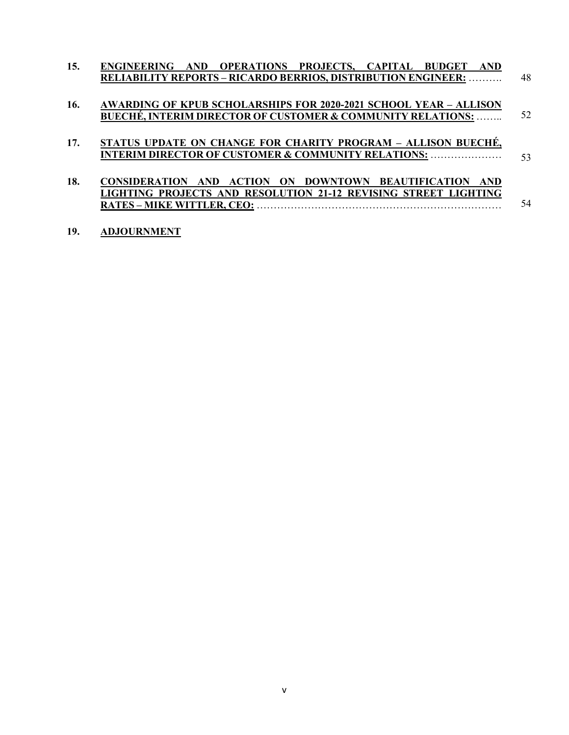15. **ENGINEERING AND OPERATIONS PROJECTS, CAPITAL BUDGET AND RELIABILITY REPORTS – RICARDO BERRIOS, DISTRIBUTION ENGINEER:** ………. 48

16. **AWARDING OF KPUB SCHOLARSHIPS FOR 2020-2021 SCHOOL YEAR – ALLISON BUECHÉ, INTERIM DIRECTOR OF CUSTOMER & COMMUNITY RELATIONS:** …….. 52

17. **STATUS UPDATE ON CHANGE FOR CHARITY PROGRAM – ALLISON BUECHÉ, INTERIM DIRECTOR OF CUSTOMER & COMMUNITY RELATIONS:** ………………… 53

18. **CONSIDERATION AND ACTION ON DOWNTOWN BEAUTIFICATION AND LIGHTING PROJECTS AND RESOLUTION 21-12 REVISING STREET LIGHTING RATES – MIKE WITTLER, CEO:** ……………………………………………………………… 54

19. **ADJOURNMENT**